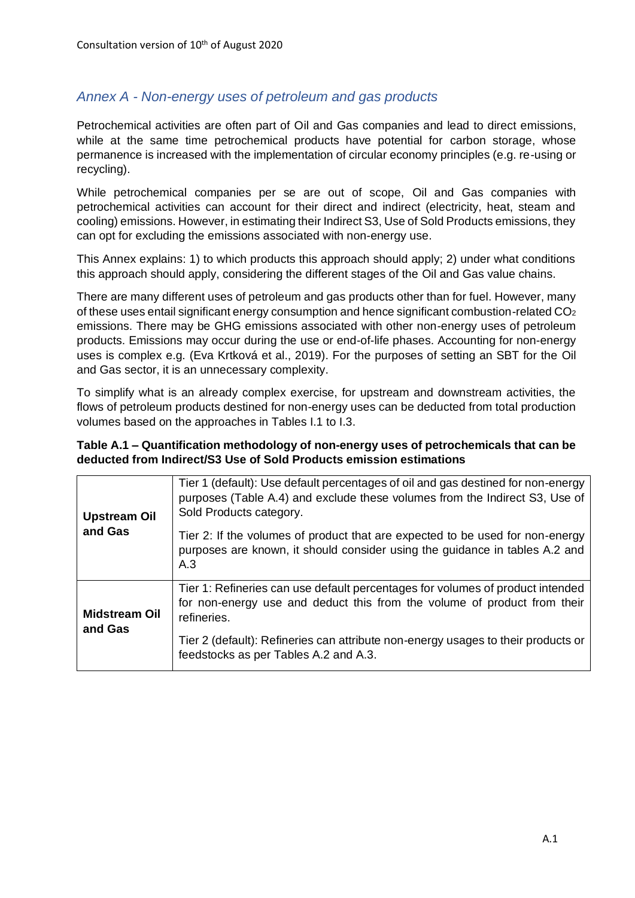## *Annex A - Non-energy uses of petroleum and gas products*

Petrochemical activities are often part of Oil and Gas companies and lead to direct emissions, while at the same time petrochemical products have potential for carbon storage, whose permanence is increased with the implementation of circular economy principles (e.g. re-using or recycling).

While petrochemical companies per se are out of scope, Oil and Gas companies with petrochemical activities can account for their direct and indirect (electricity, heat, steam and cooling) emissions. However, in estimating their Indirect S3, Use of Sold Products emissions, they can opt for excluding the emissions associated with non-energy use.

This Annex explains: 1) to which products this approach should apply; 2) under what conditions this approach should apply, considering the different stages of the Oil and Gas value chains.

There are many different uses of petroleum and gas products other than for fuel. However, many of these uses entail significant energy consumption and hence significant combustion-related $CO_2$ emissions. There may be GHG emissions associated with other non-energy uses of petroleum products. Emissions may occur during the use or end-of-life phases. Accounting for non-energy uses is complex e.g. (Eva Krtková et al., 2019). For the purposes of setting an SBT for the Oil and Gas sector, it is an unnecessary complexity.

To simplify what is an already complex exercise, for upstream and downstream activities, the flows of petroleum products destined for non-energy uses can be deducted from total production volumes based on the approaches in Tables I.1 to I.3.

**Table A.1 – Quantification methodology of non-energy uses of petrochemicals that can be deducted from Indirect/S3 Use of Sold Products emission estimations**

| | |
|---|---|
| **Upstream Oil and Gas** | Tier 1 (default): Use default percentages of oil and gas destined for non-energy purposes (Table A.4) and exclude these volumes from the Indirect S3, Use of Sold Products category.<br><br>Tier 2: If the volumes of product that are expected to be used for non-energy purposes are known, it should consider using the guidance in tables A.2 and A.3 |
| **Midstream Oil and Gas** | Tier 1: Refineries can use default percentages for volumes of product intended for non-energy use and deduct this from the volume of product from their refineries.<br><br>Tier 2 (default): Refineries can attribute non-energy usages to their products or feedstocks as per Tables A.2 and A.3. |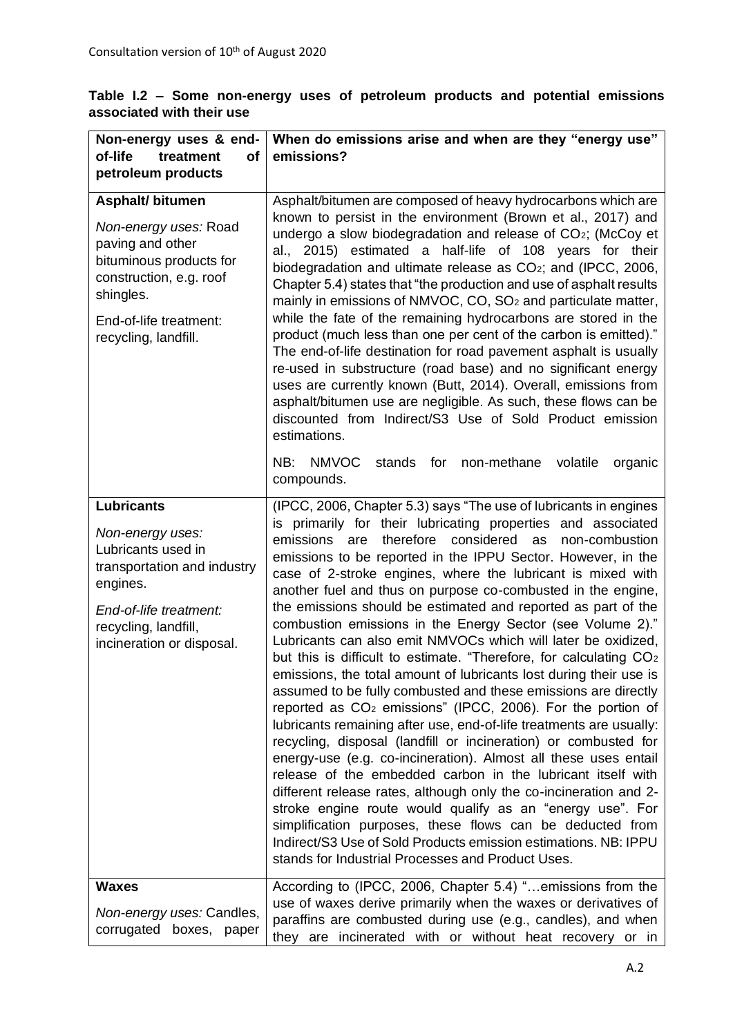**Table I.2 – Some non-energy uses of petroleum products and potential emissions associated with their use**

| Non-energy uses & end-of-life treatment of petroleum products | When do emissions arise and when are they "energy use" emissions? |
|---|---|
| **Asphalt/ bitumen**<br><br>*Non-energy uses:* Road paving and other bituminous products for construction, e.g. roof shingles.<br><br>End-of-life treatment: recycling, landfill. | Asphalt/bitumen are composed of heavy hydrocarbons which are known to persist in the environment (Brown et al., 2017) and undergo a slow biodegradation and release of $CO_2$; (McCoy et al., 2015) estimated a half-life of 108 years for their biodegradation and ultimate release as $CO_2$; and (IPCC, 2006, Chapter 5.4) states that "the production and use of asphalt results mainly in emissions of NMVOC, CO, $SO_2$ and particulate matter, while the fate of the remaining hydrocarbons are stored in the product (much less than one per cent of the carbon is emitted)." The end-of-life destination for road pavement asphalt is usually re-used in substructure (road base) and no significant energy uses are currently known (Butt, 2014). Overall, emissions from asphalt/bitumen use are negligible. As such, these flows can be discounted from Indirect/S3 Use of Sold Product emission estimations.<br><br>NB: NMVOC stands for non-methane volatile organic compounds. |
| **Lubricants**<br><br>*Non-energy uses:* Lubricants used in transportation and industry engines.<br><br>*End-of-life treatment:* recycling, landfill, incineration or disposal. | (IPCC, 2006, Chapter 5.3) says "The use of lubricants in engines is primarily for their lubricating properties and associated emissions are therefore considered as non-combustion emissions to be reported in the IPPU Sector. However, in the case of 2-stroke engines, where the lubricant is mixed with another fuel and thus on purpose co-combusted in the engine, the emissions should be estimated and reported as part of the combustion emissions in the Energy Sector (see Volume 2)." Lubricants can also emit NMVOCs which will later be oxidized, but this is difficult to estimate. "Therefore, for calculating $CO_2$ emissions, the total amount of lubricants lost during their use is assumed to be fully combusted and these emissions are directly reported as $CO_2$ emissions" (IPCC, 2006). For the portion of lubricants remaining after use, end-of-life treatments are usually: recycling, disposal (landfill or incineration) or combusted for energy-use (e.g. co-incineration). Almost all these uses entail release of the embedded carbon in the lubricant itself with different release rates, although only the co-incineration and 2-stroke engine route would qualify as an "energy use". For simplification purposes, these flows can be deducted from Indirect/S3 Use of Sold Products emission estimations. NB: IPPU stands for Industrial Processes and Product Uses. |
| **Waxes**<br><br>*Non-energy uses:* Candles, corrugated boxes, paper | According to (IPCC, 2006, Chapter 5.4) "…emissions from the use of waxes derive primarily when the waxes or derivatives of paraffins are combusted during use (e.g., candles), and when they are incinerated with or without heat recovery or in |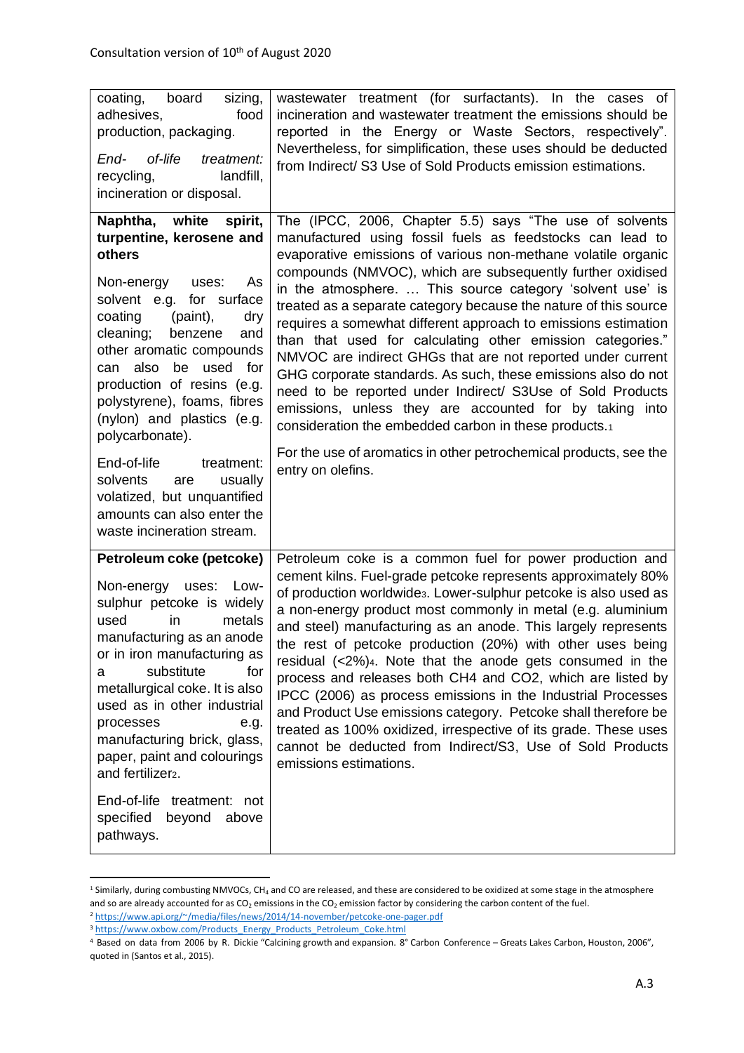| | |
|---|---|
| coating, board sizing, adhesives, food production, packaging.<br><br>*End- of-life treatment:* recycling, landfill, incineration or disposal. | wastewater treatment (for surfactants). In the cases of incineration and wastewater treatment the emissions should be reported in the Energy or Waste Sectors, respectively". Nevertheless, for simplification, these uses should be deducted from Indirect/ S3 Use of Sold Products emission estimations. |
| **Naphtha, white spirit, turpentine, kerosene and others**<br><br>Non-energy uses: As solvent e.g. for surface coating (paint), dry cleaning; benzene and other aromatic compounds can also be used for production of resins (e.g. polystyrene), foams, fibres (nylon) and plastics (e.g. polycarbonate).<br><br>End-of-life treatment: solvents are usually volatized, but unquantified amounts can also enter the waste incineration stream. | The (IPCC, 2006, Chapter 5.5) says "The use of solvents manufactured using fossil fuels as feedstocks can lead to evaporative emissions of various non-methane volatile organic compounds (NMVOC), which are subsequently further oxidised in the atmosphere. … This source category 'solvent use' is treated as a separate category because the nature of this source requires a somewhat different approach to emissions estimation than that used for calculating other emission categories." NMVOC are indirect GHGs that are not reported under current GHG corporate standards. As such, these emissions also do not need to be reported under Indirect/ S3Use of Sold Products emissions, unless they are accounted for by taking into consideration the embedded carbon in these products.[1]<br><br>For the use of aromatics in other petrochemical products, see the entry on olefins. |
| **Petroleum coke (petcoke)**<br><br>Non-energy uses: Low-sulphur petcoke is widely used in metals manufacturing as an anode or in iron manufacturing as a substitute for metallurgical coke. It is also used as in other industrial processes e.g. manufacturing brick, glass, paper, paint and colourings and fertilizer[2].<br><br>End-of-life treatment: not specified beyond above pathways. | Petroleum coke is a common fuel for power production and cement kilns. Fuel-grade petcoke represents approximately 80% of production worldwide[3]. Lower-sulphur petcoke is also used as a non-energy product most commonly in metal (e.g. aluminium and steel) manufacturing as an anode. This largely represents the rest of petcoke production (20%) with other uses being residual (<2%)[4]. Note that the anode gets consumed in the process and releases both CH4 and CO2, which are listed by IPCC (2006) as process emissions in the Industrial Processes and Product Use emissions category. Petcoke shall therefore be treated as 100% oxidized, irrespective of its grade. These uses cannot be deducted from Indirect/S3, Use of Sold Products emissions estimations. |

[1] Similarly, during combusting NMVOCs, $CH_4$ and CO are released, and these are considered to be oxidized at some stage in the atmosphere and so are already accounted for as $CO_2$ emissions in the $CO_2$ emission factor by considering the carbon content of the fuel.

[2] https://www.api.org/~/media/files/news/2014/14-november/petcoke-one-pager.pdf

[3] https://www.oxbow.com/Products_Energy_Products_Petroleum_Coke.html

[4] Based on data from 2006 by R. Dickie "Calcining growth and expansion. 8° Carbon Conference – Greats Lakes Carbon, Houston, 2006", quoted in (Santos et al., 2015).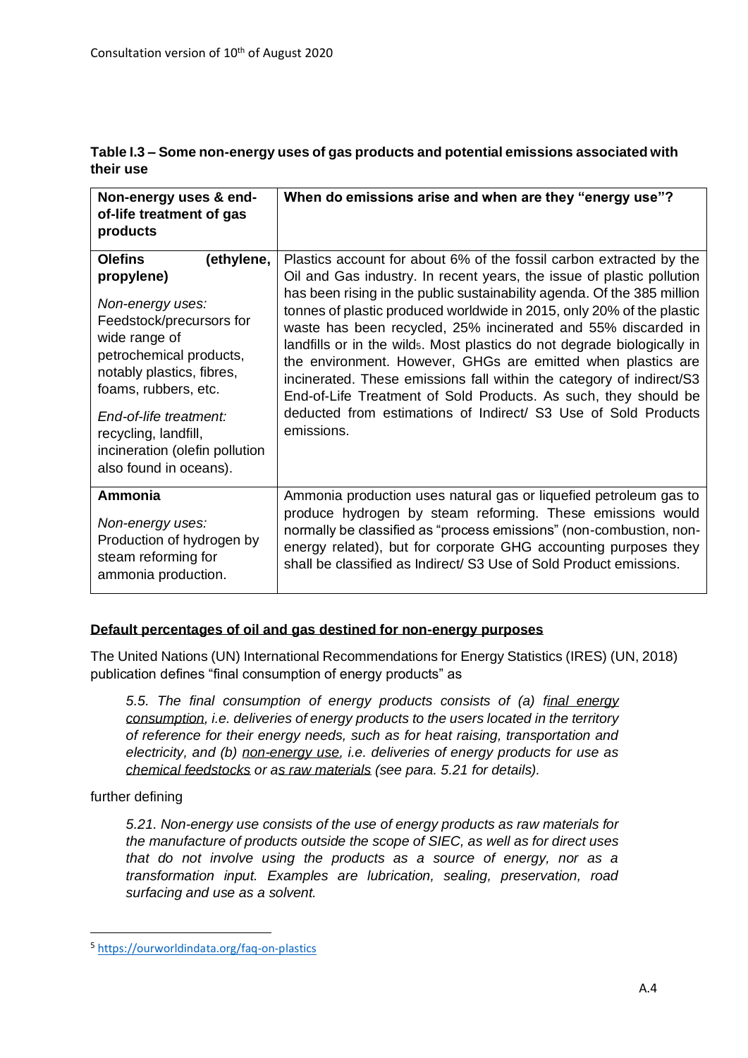**Table I.3 – Some non-energy uses of gas products and potential emissions associated with their use**

| Non-energy uses & end-of-life treatment of gas products | When do emissions arise and when are they "energy use"? |
|---|---|
| **Olefins (ethylene, propylene)**<br><br>*Non-energy uses:* Feedstock/precursors for wide range of petrochemical products, notably plastics, fibres, foams, rubbers, etc.<br><br>*End-of-life treatment:* recycling, landfill, incineration (olefin pollution also found in oceans). | Plastics account for about 6% of the fossil carbon extracted by the Oil and Gas industry. In recent years, the issue of plastic pollution has been rising in the public sustainability agenda. Of the 385 million tonnes of plastic produced worldwide in 2015, only 20% of the plastic waste has been recycled, 25% incinerated and 55% discarded in landfills or in the wild[5]. Most plastics do not degrade biologically in the environment. However, GHGs are emitted when plastics are incinerated. These emissions fall within the category of indirect/S3 End-of-Life Treatment of Sold Products. As such, they should be deducted from estimations of Indirect/ S3 Use of Sold Products emissions. |
| **Ammonia**<br><br>*Non-energy uses:* Production of hydrogen by steam reforming for ammonia production. | Ammonia production uses natural gas or liquefied petroleum gas to produce hydrogen by steam reforming. These emissions would normally be classified as "process emissions" (non-combustion, non-energy related), but for corporate GHG accounting purposes they shall be classified as Indirect/ S3 Use of Sold Product emissions. |

**Default percentages of oil and gas destined for non-energy purposes**

The United Nations (UN) International Recommendations for Energy Statistics (IRES) (UN, 2018) publication defines "final consumption of energy products" as

> *5.5. The final consumption of energy products consists of (a) final energy consumption, i.e. deliveries of energy products to the users located in the territory of reference for their energy needs, such as for heat raising, transportation and electricity, and (b) non-energy use, i.e. deliveries of energy products for use as chemical feedstocks or as raw materials (see para. 5.21 for details).*

further defining

> *5.21. Non-energy use consists of the use of energy products as raw materials for the manufacture of products outside the scope of SIEC, as well as for direct uses that do not involve using the products as a source of energy, nor as a transformation input. Examples are lubrication, sealing, preservation, road surfacing and use as a solvent.*

[5] https://ourworldindata.org/faq-on-plastics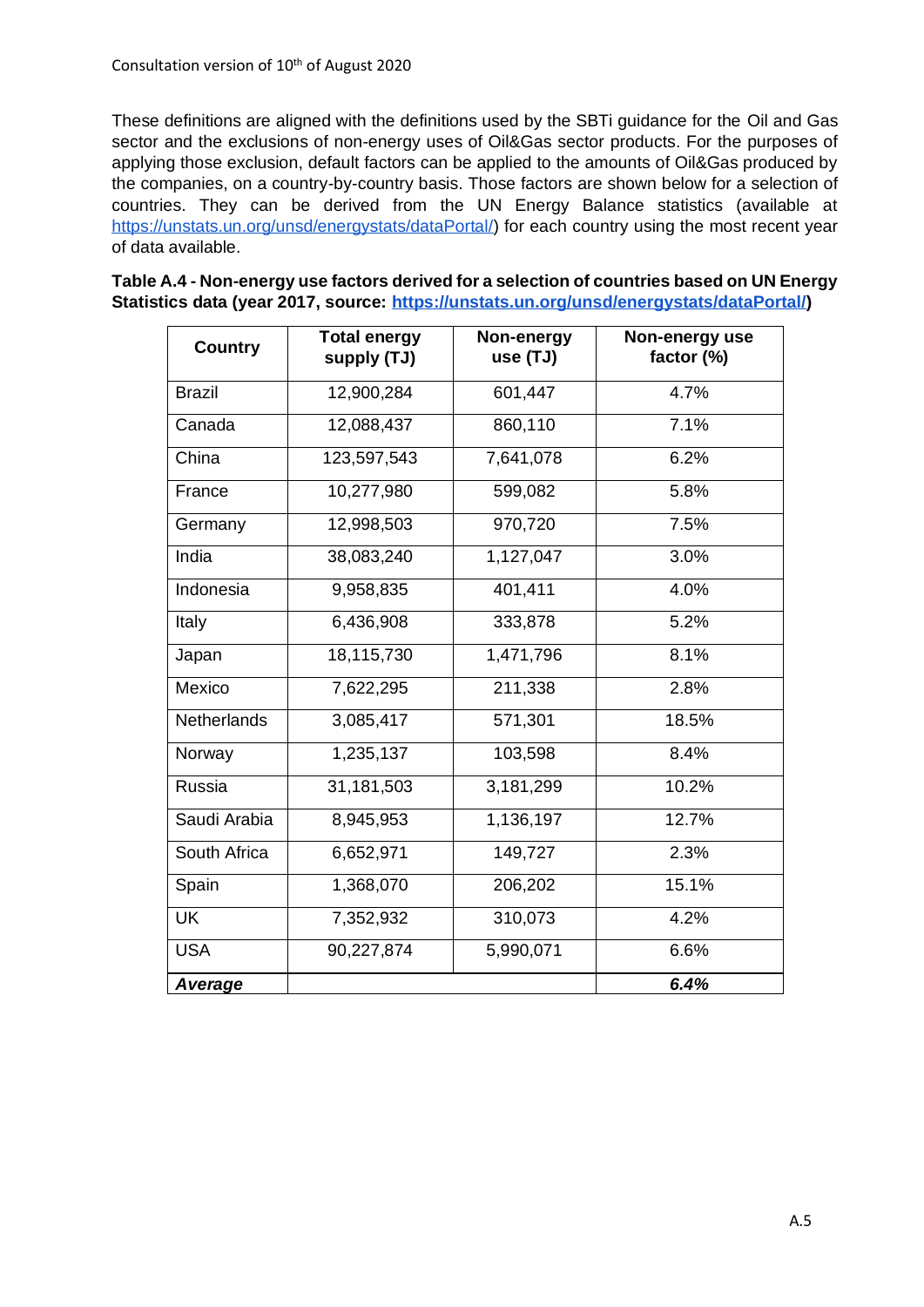These definitions are aligned with the definitions used by the SBTi guidance for the Oil and Gas sector and the exclusions of non-energy uses of Oil&Gas sector products. For the purposes of applying those exclusion, default factors can be applied to the amounts of Oil&Gas produced by the companies, on a country-by-country basis. Those factors are shown below for a selection of countries. They can be derived from the UN Energy Balance statistics (available at https://unstats.un.org/unsd/energystats/dataPortal/) for each country using the most recent year of data available.

**Table A.4 - Non-energy use factors derived for a selection of countries based on UN Energy Statistics data (year 2017, source: https://unstats.un.org/unsd/energystats/dataPortal/)**

| Country | Total energy supply (TJ) | Non-energy use (TJ) | Non-energy use factor (%) |
|---|---|---|---|
| Brazil | 12,900,284 | 601,447 | 4.7% |
| Canada | 12,088,437 | 860,110 | 7.1% |
| China | 123,597,543 | 7,641,078 | 6.2% |
| France | 10,277,980 | 599,082 | 5.8% |
| Germany | 12,998,503 | 970,720 | 7.5% |
| India | 38,083,240 | 1,127,047 | 3.0% |
| Indonesia | 9,958,835 | 401,411 | 4.0% |
| Italy | 6,436,908 | 333,878 | 5.2% |
| Japan | 18,115,730 | 1,471,796 | 8.1% |
| Mexico | 7,622,295 | 211,338 | 2.8% |
| Netherlands | 3,085,417 | 571,301 | 18.5% |
| Norway | 1,235,137 | 103,598 | 8.4% |
| Russia | 31,181,503 | 3,181,299 | 10.2% |
| Saudi Arabia | 8,945,953 | 1,136,197 | 12.7% |
| South Africa | 6,652,971 | 149,727 | 2.3% |
| Spain | 1,368,070 | 206,202 | 15.1% |
| UK | 7,352,932 | 310,073 | 4.2% |
| USA | 90,227,874 | 5,990,071 | 6.6% |
| ***Average*** | | | ***6.4%*** |